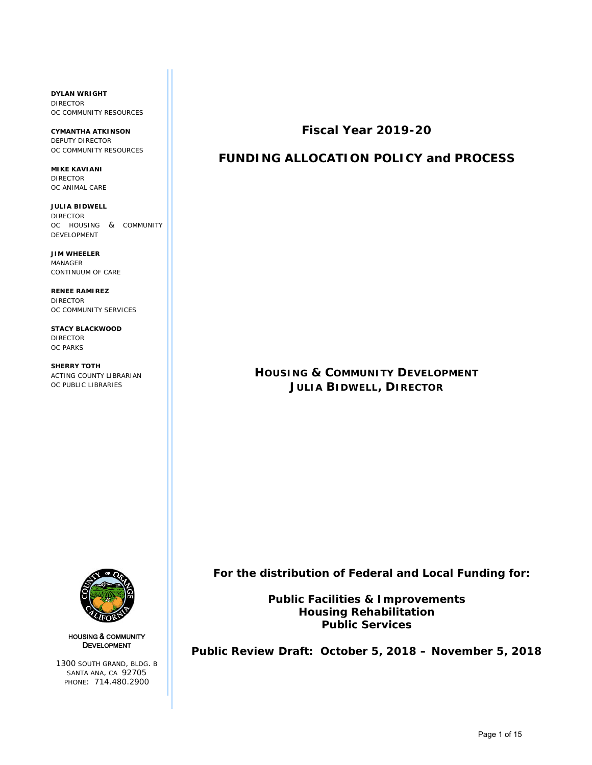**DYLAN WRIGHT**
DIRECTOR
OC COMMUNITY RESOURCES

**CYMANTHA ATKINSON**
DEPUTY DIRECTOR
OC COMMUNITY RESOURCES

**MIKE KAVIANI**
DIRECTOR
OC ANIMAL CARE

**JULIA BIDWELL**
DIRECTOR
OC HOUSING & COMMUNITY DEVELOPMENT

**JIM WHEELER**
MANAGER
CONTINUUM OF CARE

**RENEE RAMIREZ**
DIRECTOR
OC COMMUNITY SERVICES

**STACY BLACKWOOD**
DIRECTOR
OC PARKS

**SHERRY TOTH**
ACTING COUNTY LIBRARIAN
OC PUBLIC LIBRARIES

# Fiscal Year 2019-20

# FUNDING ALLOCATION POLICY and PROCESS

**HOUSING & COMMUNITY DEVELOPMENT**
**JULIA BIDWELL, DIRECTOR**

**For the distribution of Federal and Local Funding for:**

**Public Facilities & Improvements**
**Housing Rehabilitation**
**Public Services**

**Public Review Draft: October 5, 2018 – November 5, 2018**

HOUSING & COMMUNITY DEVELOPMENT

1300 SOUTH GRAND, BLDG. B
SANTA ANA, CA 92705
PHONE: 714.480.2900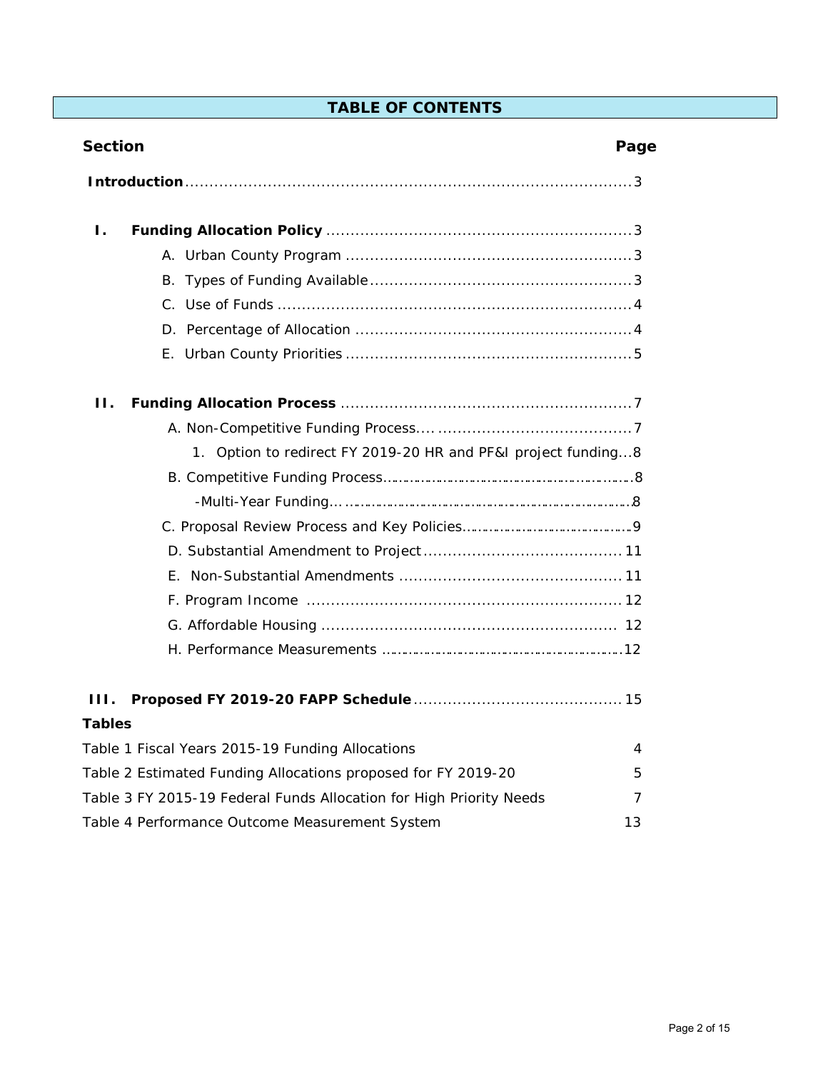# TABLE OF CONTENTS

| Section | Page |
|---|---|
| **Introduction** | 3 |
| **I. Funding Allocation Policy** | 3 |
| A. Urban County Program | 3 |
| B. Types of Funding Available | 3 |
| C. Use of Funds | 4 |
| D. Percentage of Allocation | 4 |
| E. Urban County Priorities | 5 |
| **II. Funding Allocation Process** | 7 |
| A. Non-Competitive Funding Process | 7 |
| 1. Option to redirect FY 2019-20 HR and PF&I project funding | 8 |
| B. Competitive Funding Process | 8 |
| -Multi-Year Funding | 8 |
| C. Proposal Review Process and Key Policies | 9 |
| D. Substantial Amendment to Project | 11 |
| E. Non-Substantial Amendments | 11 |
| F. Program Income | 12 |
| G. Affordable Housing | 12 |
| H. Performance Measurements | 12 |
| **III. Proposed FY 2019-20 FAPP Schedule** | 15 |

**Tables**

| | |
|---|---|
| Table 1 Fiscal Years 2015-19 Funding Allocations | 4 |
| Table 2 Estimated Funding Allocations proposed for FY 2019-20 | 5 |
| Table 3 FY 2015-19 Federal Funds Allocation for High Priority Needs | 7 |
| Table 4 Performance Outcome Measurement System | 13 |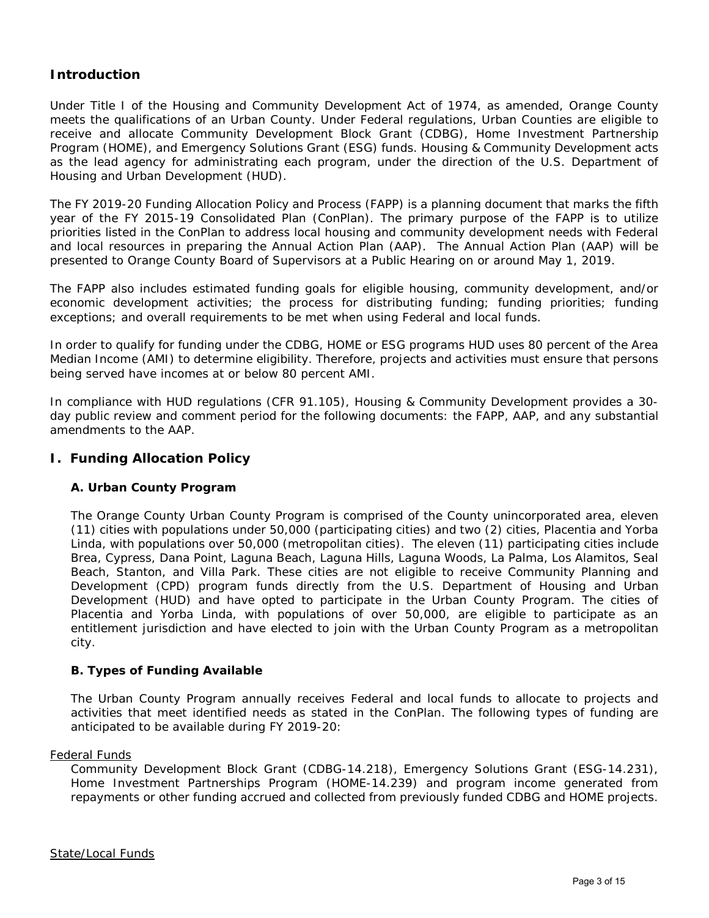## Introduction

Under Title I of the Housing and Community Development Act of 1974, as amended, Orange County meets the qualifications of an Urban County. Under Federal regulations, Urban Counties are eligible to receive and allocate Community Development Block Grant (CDBG), Home Investment Partnership Program (HOME), and Emergency Solutions Grant (ESG) funds. Housing & Community Development acts as the lead agency for administrating each program, under the direction of the U.S. Department of Housing and Urban Development (HUD).

The FY 2019-20 Funding Allocation Policy and Process (FAPP) is a planning document that marks the fifth year of the FY 2015-19 Consolidated Plan (ConPlan). The primary purpose of the FAPP is to utilize priorities listed in the ConPlan to address local housing and community development needs with Federal and local resources in preparing the Annual Action Plan (AAP). The Annual Action Plan (AAP) will be presented to Orange County Board of Supervisors at a Public Hearing on or around May 1, 2019.

The FAPP also includes estimated funding goals for eligible housing, community development, and/or economic development activities; the process for distributing funding; funding priorities; funding exceptions; and overall requirements to be met when using Federal and local funds.

In order to qualify for funding under the CDBG, HOME or ESG programs HUD uses 80 percent of the Area Median Income (AMI) to determine eligibility. Therefore, projects and activities must ensure that persons being served have incomes at or below 80 percent AMI.

In compliance with HUD regulations (CFR 91.105), Housing & Community Development provides a 30-day public review and comment period for the following documents: the FAPP, AAP, and any substantial amendments to the AAP.

## I. Funding Allocation Policy

### A. Urban County Program

The Orange County Urban County Program is comprised of the County unincorporated area, eleven (11) cities with populations under 50,000 (participating cities) and two (2) cities, Placentia and Yorba Linda, with populations over 50,000 (metropolitan cities). The eleven (11) participating cities include Brea, Cypress, Dana Point, Laguna Beach, Laguna Hills, Laguna Woods, La Palma, Los Alamitos, Seal Beach, Stanton, and Villa Park. These cities are not eligible to receive Community Planning and Development (CPD) program funds directly from the U.S. Department of Housing and Urban Development (HUD) and have opted to participate in the Urban County Program. The cities of Placentia and Yorba Linda, with populations of over 50,000, are eligible to participate as an entitlement jurisdiction and have elected to join with the Urban County Program as a metropolitan city.

### B. Types of Funding Available

The Urban County Program annually receives Federal and local funds to allocate to projects and activities that meet identified needs as stated in the ConPlan. The following types of funding are anticipated to be available during FY 2019-20:

<u>Federal Funds</u>

Community Development Block Grant (CDBG-14.218), Emergency Solutions Grant (ESG-14.231), Home Investment Partnerships Program (HOME-14.239) and program income generated from repayments or other funding accrued and collected from previously funded CDBG and HOME projects.

<u>State/Local Funds</u>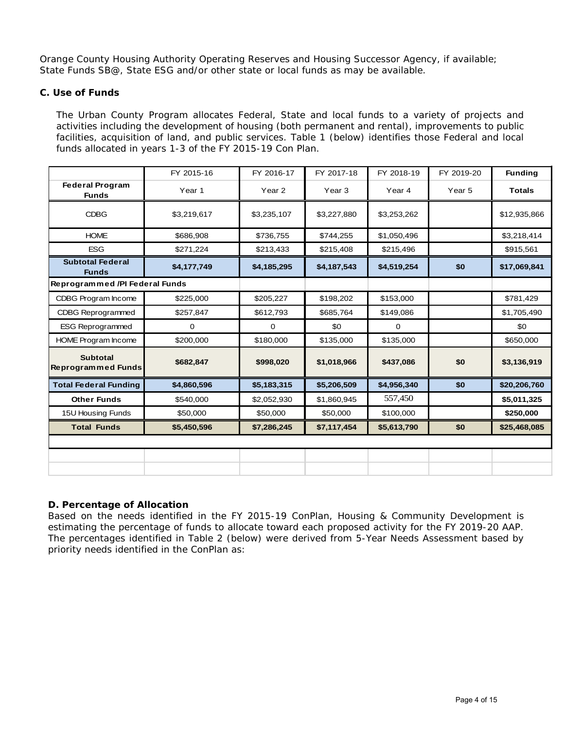Orange County Housing Authority Operating Reserves and Housing Successor Agency, if available; State Funds SB@, State ESG and/or other state or local funds as may be available.

**C. Use of Funds**

The Urban County Program allocates Federal, State and local funds to a variety of projects and activities including the development of housing (both permanent and rental), improvements to public facilities, acquisition of land, and public services. Table 1 (below) identifies those Federal and local funds allocated in years 1-3 of the FY 2015-19 Con Plan.

| | FY 2015-16 | FY 2016-17 | FY 2017-18 | FY 2018-19 | FY 2019-20 | **Funding** |
|---|---|---|---|---|---|---|
| **Federal Program Funds** | Year 1 | Year 2 | Year 3 | Year 4 | Year 5 | **Totals** |
| CDBG | $3,219,617 | $3,235,107 | $3,227,880 | $3,253,262 | | $12,935,866 |
| HOME | $686,908 | $736,755 | $744,255 | $1,050,496 | | $3,218,414 |
| ESG | $271,224 | $213,433 | $215,408 | $215,496 | | $915,561 |
| **Subtotal Federal Funds** | **$4,177,749** | **$4,185,295** | **$4,187,543** | **$4,519,254** | **$0** | **$17,069,841** |
| **Reprogrammed /PI Federal Funds** | | | | | | |
| CDBG Program Income | $225,000 | $205,227 | $198,202 | $153,000 | | $781,429 |
| CDBG Reprogrammed | $257,847 | $612,793 | $685,764 | $149,086 | | $1,705,490 |
| ESG Reprogrammed | 0 | 0 | $0 | 0 | | $0 |
| HOME Program Income | $200,000 | $180,000 | $135,000 | $135,000 | | $650,000 |
| **Subtotal Reprogrammed Funds** | **$682,847** | **$998,020** | **$1,018,966** | **$437,086** | **$0** | **$3,136,919** |
| **Total Federal Funding** | **$4,860,596** | **$5,183,315** | **$5,206,509** | **$4,956,340** | **$0** | **$20,206,760** |
| **Other Funds** | $540,000 | $2,052,930 | $1,860,945 | 557,450 | | **$5,011,325** |
| 15U Housing Funds | $50,000 | $50,000 | $50,000 | $100,000 | | **$250,000** |
| **Total Funds** | **$5,450,596** | **$7,286,245** | **$7,117,454** | **$5,613,790** | **$0** | **$25,468,085** |

**D. Percentage of Allocation**

Based on the needs identified in the FY 2015-19 ConPlan, Housing & Community Development is estimating the percentage of funds to allocate toward each proposed activity for the FY 2019-20 AAP. The percentages identified in Table 2 (below) were derived from 5-Year Needs Assessment based by priority needs identified in the ConPlan as: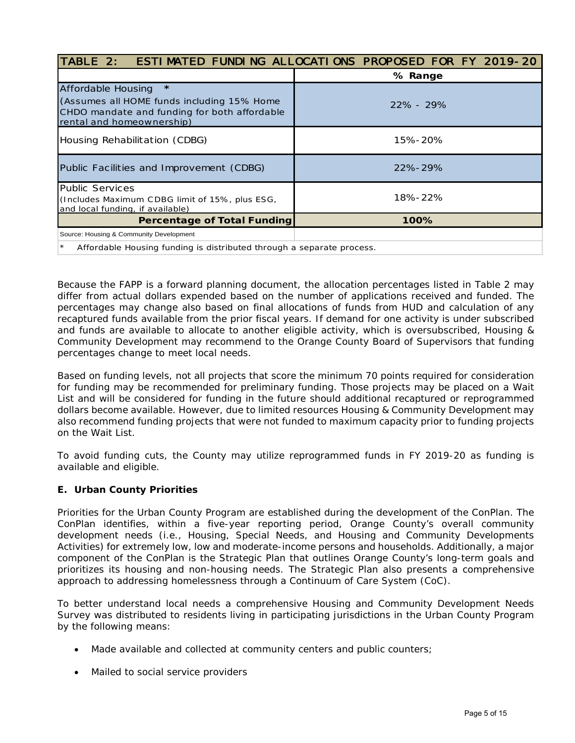| TABLE 2: ESTIMATED FUNDING ALLOCATIONS PROPOSED FOR FY 2019-20 | |
|---|---|
| | **% Range** |
| Affordable Housing * (Assumes all HOME funds including 15% Home CHDO mandate and funding for both affordable rental and homeownership) | 22% - 29% |
| Housing Rehabilitation (CDBG) | 15%-20% |
| Public Facilities and Improvement (CDBG) | 22%-29% |
| Public Services (Includes Maximum CDBG limit of 15%, plus ESG, and local funding, if available) | 18%-22% |
| **Percentage of Total Funding** | **100%** |
| Source: Housing & Community Development | |

\* Affordable Housing funding is distributed through a separate process.

Because the FAPP is a forward planning document, the allocation percentages listed in Table 2 may differ from actual dollars expended based on the number of applications received and funded. The percentages may change also based on final allocations of funds from HUD and calculation of any recaptured funds available from the prior fiscal years. If demand for one activity is under subscribed and funds are available to allocate to another eligible activity, which is oversubscribed, Housing & Community Development may recommend to the Orange County Board of Supervisors that funding percentages change to meet local needs.

Based on funding levels, not all projects that score the minimum 70 points required for consideration for funding may be recommended for preliminary funding. Those projects may be placed on a Wait List and will be considered for funding in the future should additional recaptured or reprogrammed dollars become available. However, due to limited resources Housing & Community Development may also recommend funding projects that were not funded to maximum capacity prior to funding projects on the Wait List.

To avoid funding cuts, the County may utilize reprogrammed funds in FY 2019-20 as funding is available and eligible.

**E. Urban County Priorities**

Priorities for the Urban County Program are established during the development of the ConPlan. The ConPlan identifies, within a five-year reporting period, Orange County's overall community development needs (i.e., Housing, Special Needs, and Housing and Community Developments Activities) for extremely low, low and moderate-income persons and households. Additionally, a major component of the ConPlan is the Strategic Plan that outlines Orange County's long-term goals and prioritizes its housing and non-housing needs. The Strategic Plan also presents a comprehensive approach to addressing homelessness through a Continuum of Care System (CoC).

To better understand local needs a comprehensive Housing and Community Development Needs Survey was distributed to residents living in participating jurisdictions in the Urban County Program by the following means:

- Made available and collected at community centers and public counters;
- Mailed to social service providers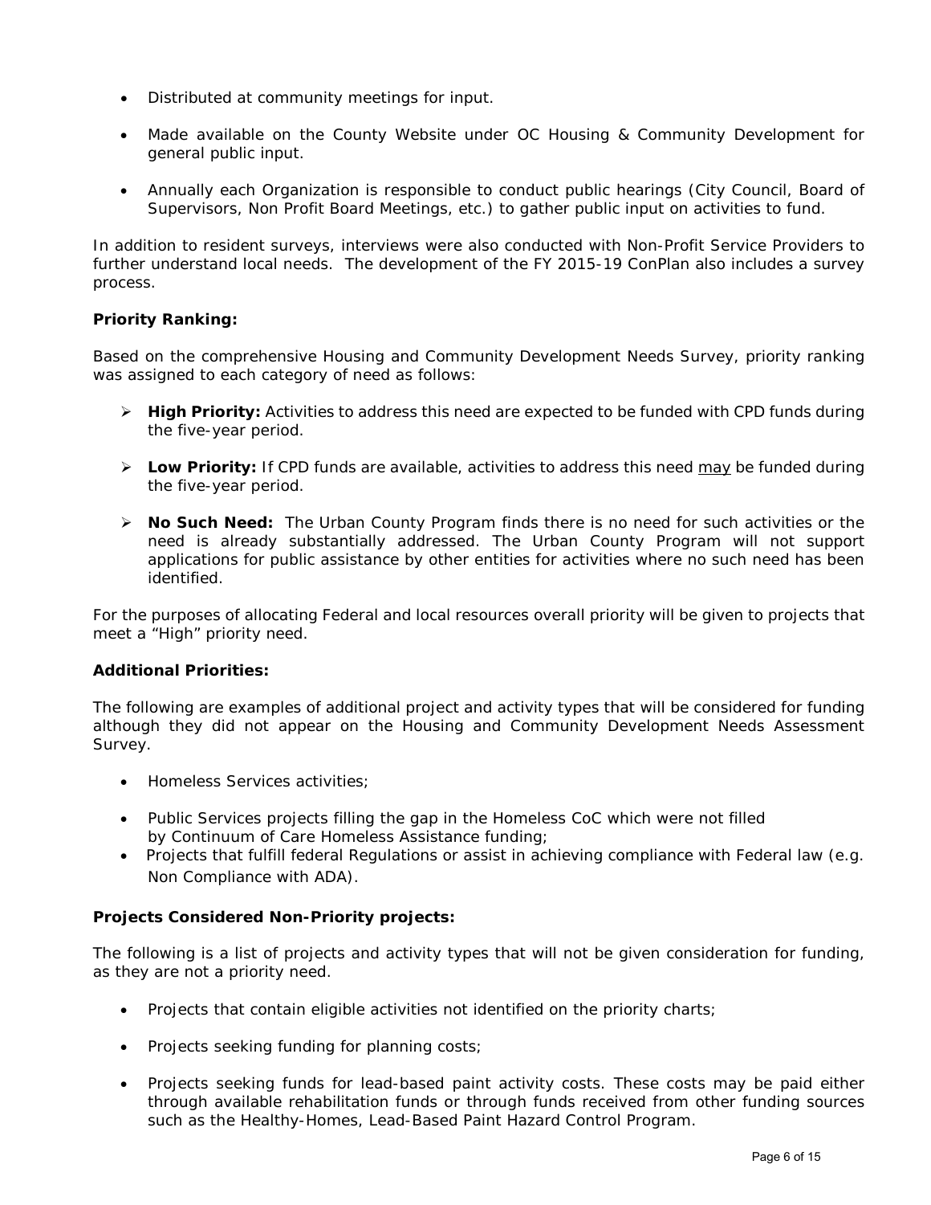- Distributed at community meetings for input.
- Made available on the County Website under OC Housing & Community Development for general public input.
- Annually each Organization is responsible to conduct public hearings (City Council, Board of Supervisors, Non Profit Board Meetings, etc.) to gather public input on activities to fund.

In addition to resident surveys, interviews were also conducted with Non-Profit Service Providers to further understand local needs. The development of the FY 2015-19 ConPlan also includes a survey process.

**Priority Ranking:**

Based on the comprehensive Housing and Community Development Needs Survey, priority ranking was assigned to each category of need as follows:

- **High Priority:** Activities to address this need are expected to be funded with CPD funds during the five-year period.
- **Low Priority:** If CPD funds are available, activities to address this need <u>may</u> be funded during the five-year period.
- **No Such Need:** The Urban County Program finds there is no need for such activities or the need is already substantially addressed. The Urban County Program will not support applications for public assistance by other entities for activities where no such need has been identified.

For the purposes of allocating Federal and local resources overall priority will be given to projects that meet a "High" priority need.

**Additional Priorities:**

The following are examples of additional project and activity types that will be considered for funding although they did not appear on the Housing and Community Development Needs Assessment Survey.

- Homeless Services activities;
- Public Services projects filling the gap in the Homeless CoC which were not filled by Continuum of Care Homeless Assistance funding;
- Projects that fulfill federal Regulations or assist in achieving compliance with Federal law (e.g. Non Compliance with ADA).

**Projects Considered Non-Priority projects:**

The following is a list of projects and activity types that will not be given consideration for funding, as they are not a priority need.

- Projects that contain eligible activities not identified on the priority charts;
- Projects seeking funding for planning costs;
- Projects seeking funds for lead-based paint activity costs. These costs may be paid either through available rehabilitation funds or through funds received from other funding sources such as the Healthy-Homes, Lead-Based Paint Hazard Control Program.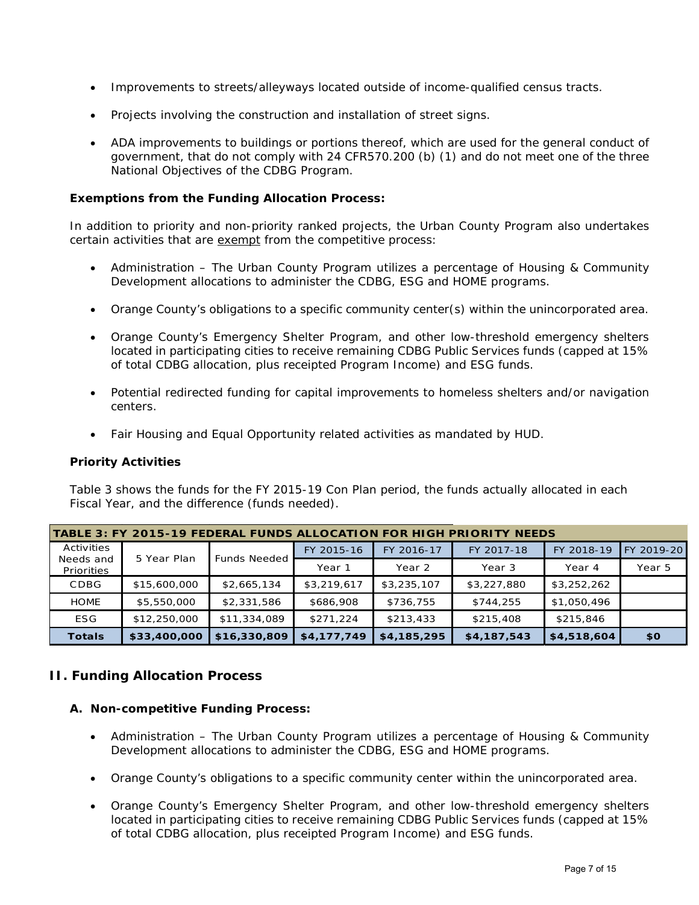- Improvements to streets/alleyways located outside of income-qualified census tracts.
- Projects involving the construction and installation of street signs.
- ADA improvements to buildings or portions thereof, which are used for the general conduct of government, that do not comply with 24 CFR570.200 (b) (1) and do not meet one of the three National Objectives of the CDBG Program.

**Exemptions from the Funding Allocation Process:**

In addition to priority and non-priority ranked projects, the Urban County Program also undertakes certain activities that are exempt from the competitive process:

- Administration – The Urban County Program utilizes a percentage of Housing & Community Development allocations to administer the CDBG, ESG and HOME programs.
- Orange County's obligations to a specific community center(s) within the unincorporated area.
- Orange County's Emergency Shelter Program, and other low-threshold emergency shelters located in participating cities to receive remaining CDBG Public Services funds (capped at 15% of total CDBG allocation, plus receipted Program Income) and ESG funds.
- Potential redirected funding for capital improvements to homeless shelters and/or navigation centers.
- Fair Housing and Equal Opportunity related activities as mandated by HUD.

**Priority Activities**

Table 3 shows the funds for the FY 2015-19 Con Plan period, the funds actually allocated in each Fiscal Year, and the difference (funds needed).

**TABLE 3: FY 2015-19 FEDERAL FUNDS ALLOCATION FOR HIGH PRIORITY NEEDS**

| Activities Needs and Priorities | 5 Year Plan | Funds Needed | FY 2015-16 | FY 2016-17 | FY 2017-18 | FY 2018-19 | FY 2019-20 |
|---|---|---|---|---|---|---|---|
| | | | Year 1 | Year 2 | Year 3 | Year 4 | Year 5 |
| CDBG | $15,600,000 | $2,665,134 | $3,219,617 | $3,235,107 | $3,227,880 | $3,252,262 | |
| HOME | $5,550,000 | $2,331,586 | $686,908 | $736,755 | $744,255 | $1,050,496 | |
| ESG | $12,250,000 | $11,334,089 | $271,224 | $213,433 | $215,408 | $215,846 | |
| **Totals** | **$33,400,000** | **$16,330,809** | **$4,177,749** | **$4,185,295** | **$4,187,543** | **$4,518,604** | **$0** |

## II. Funding Allocation Process

### A. Non-competitive Funding Process:

- Administration – The Urban County Program utilizes a percentage of Housing & Community Development allocations to administer the CDBG, ESG and HOME programs.
- Orange County's obligations to a specific community center within the unincorporated area.
- Orange County's Emergency Shelter Program, and other low-threshold emergency shelters located in participating cities to receive remaining CDBG Public Services funds (capped at 15% of total CDBG allocation, plus receipted Program Income) and ESG funds.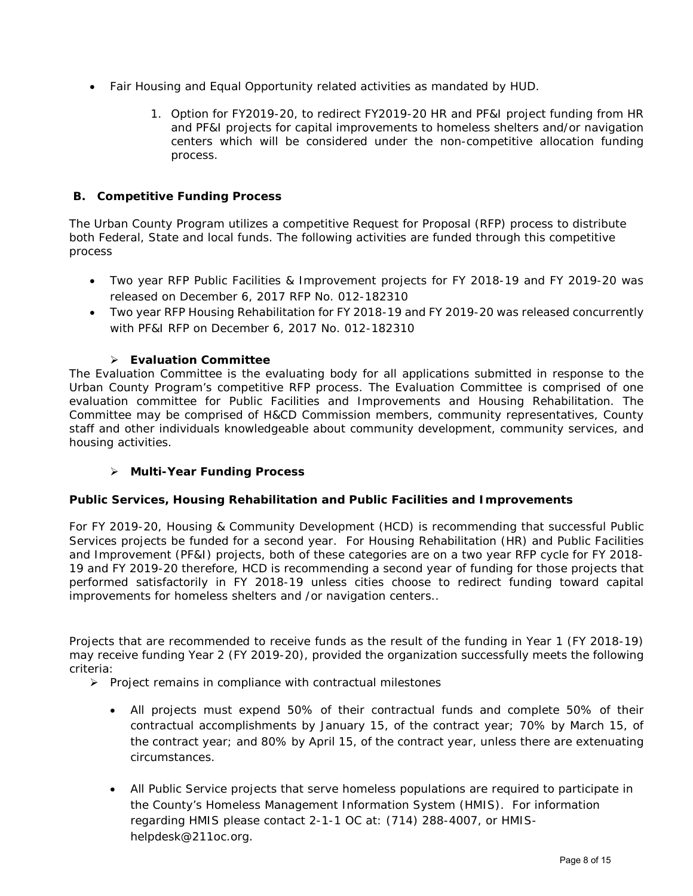- Fair Housing and Equal Opportunity related activities as mandated by HUD.

  1. Option for FY2019-20, to redirect FY2019-20 HR and PF&I project funding from HR and PF&I projects for capital improvements to homeless shelters and/or navigation centers which will be considered under the non-competitive allocation funding process.

## B. Competitive Funding Process

The Urban County Program utilizes a competitive Request for Proposal (RFP) process to distribute both Federal, State and local funds. The following activities are funded through this competitive process

- Two year RFP Public Facilities & Improvement projects for FY 2018-19 and FY 2019-20 was released on December 6, 2017 RFP No. 012-182310
- Two year RFP Housing Rehabilitation for FY 2018-19 and FY 2019-20 was released concurrently with PF&I RFP on December 6, 2017 No. 012-182310

### ➢ Evaluation Committee

The Evaluation Committee is the evaluating body for all applications submitted in response to the Urban County Program's competitive RFP process. The Evaluation Committee is comprised of one evaluation committee for Public Facilities and Improvements and Housing Rehabilitation. The Committee may be comprised of H&CD Commission members, community representatives, County staff and other individuals knowledgeable about community development, community services, and housing activities.

### ➢ Multi-Year Funding Process

**Public Services, Housing Rehabilitation and Public Facilities and Improvements**

For FY 2019-20, Housing & Community Development (HCD) is recommending that successful Public Services projects be funded for a second year. For Housing Rehabilitation (HR) and Public Facilities and Improvement (PF&I) projects, both of these categories are on a two year RFP cycle for FY 2018-19 and FY 2019-20 therefore, HCD is recommending a second year of funding for those projects that performed satisfactorily in FY 2018-19 unless cities choose to redirect funding toward capital improvements for homeless shelters and /or navigation centers..

Projects that are recommended to receive funds as the result of the funding in Year 1 (FY 2018-19) may receive funding Year 2 (FY 2019-20), provided the organization successfully meets the following criteria:

- ➢ Project remains in compliance with contractual milestones

  - All projects must expend 50% of their contractual funds and complete 50% of their contractual accomplishments by January 15, of the contract year; 70% by March 15, of the contract year; and 80% by April 15, of the contract year, unless there are extenuating circumstances.

  - All Public Service projects that serve homeless populations are required to participate in the County's Homeless Management Information System (HMIS). For information regarding HMIS please contact 2-1-1 OC at: (714) 288-4007, or HMIS-helpdesk@211oc.org.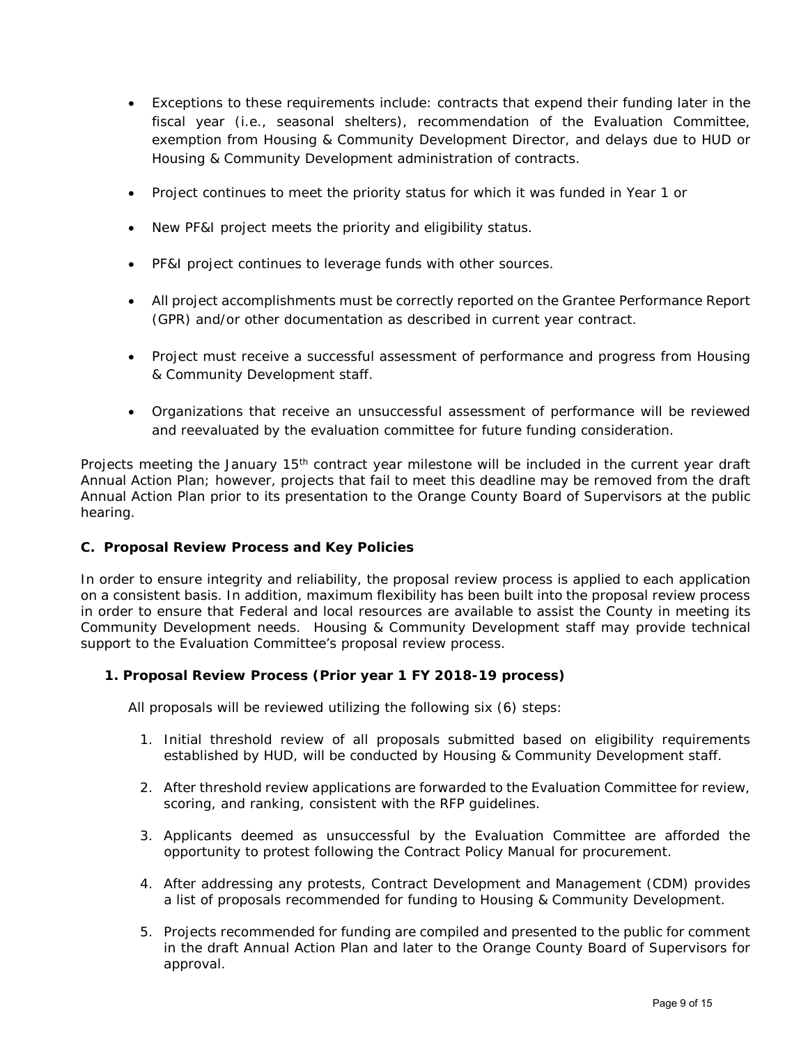- Exceptions to these requirements include: contracts that expend their funding later in the fiscal year (i.e., seasonal shelters), recommendation of the Evaluation Committee, exemption from Housing & Community Development Director, and delays due to HUD or Housing & Community Development administration of contracts.
- Project continues to meet the priority status for which it was funded in Year 1 or
- New PF&I project meets the priority and eligibility status.
- PF&I project continues to leverage funds with other sources.
- All project accomplishments must be correctly reported on the Grantee Performance Report (GPR) and/or other documentation as described in current year contract.
- Project must receive a successful assessment of performance and progress from Housing & Community Development staff.
- Organizations that receive an unsuccessful assessment of performance will be reviewed and reevaluated by the evaluation committee for future funding consideration.

Projects meeting the January 15th contract year milestone will be included in the current year draft Annual Action Plan; however, projects that fail to meet this deadline may be removed from the draft Annual Action Plan prior to its presentation to the Orange County Board of Supervisors at the public hearing.

### C. Proposal Review Process and Key Policies

In order to ensure integrity and reliability, the proposal review process is applied to each application on a consistent basis. In addition, maximum flexibility has been built into the proposal review process in order to ensure that Federal and local resources are available to assist the County in meeting its Community Development needs. Housing & Community Development staff may provide technical support to the Evaluation Committee's proposal review process.

#### 1. Proposal Review Process (Prior year 1 FY 2018-19 process)

All proposals will be reviewed utilizing the following six (6) steps:

1. Initial threshold review of all proposals submitted based on eligibility requirements established by HUD, will be conducted by Housing & Community Development staff.
2. After threshold review applications are forwarded to the Evaluation Committee for review, scoring, and ranking, consistent with the RFP guidelines.
3. Applicants deemed as unsuccessful by the Evaluation Committee are afforded the opportunity to protest following the Contract Policy Manual for procurement.
4. After addressing any protests, Contract Development and Management (CDM) provides a list of proposals recommended for funding to Housing & Community Development.
5. Projects recommended for funding are compiled and presented to the public for comment in the draft Annual Action Plan and later to the Orange County Board of Supervisors for approval.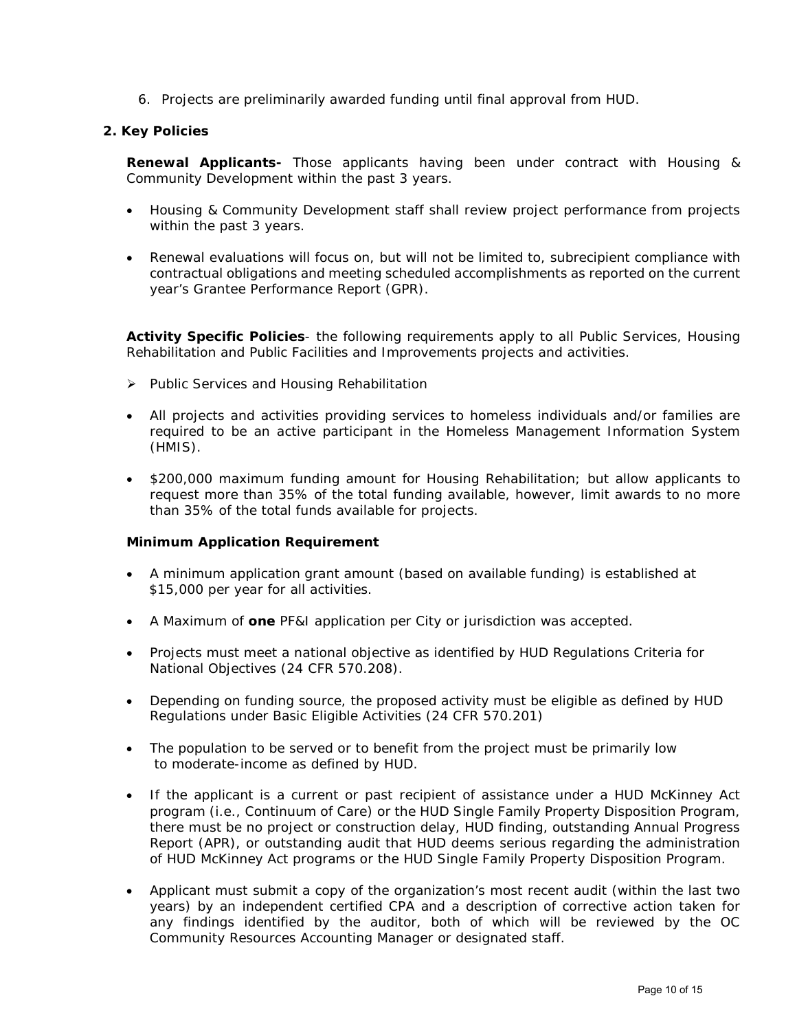6. Projects are preliminarily awarded funding until final approval from HUD.

## 2. Key Policies

**Renewal Applicants-** Those applicants having been under contract with Housing & Community Development within the past 3 years.

- Housing & Community Development staff shall review project performance from projects within the past 3 years.
- Renewal evaluations will focus on, but will not be limited to, subrecipient compliance with contractual obligations and meeting scheduled accomplishments as reported on the current year's Grantee Performance Report (GPR).

**Activity Specific Policies**- the following requirements apply to all Public Services, Housing Rehabilitation and Public Facilities and Improvements projects and activities.

- Public Services and Housing Rehabilitation

- All projects and activities providing services to homeless individuals and/or families are required to be an active participant in the Homeless Management Information System (HMIS).
- $200,000 maximum funding amount for Housing Rehabilitation; but allow applicants to request more than 35% of the total funding available, however, limit awards to no more than 35% of the total funds available for projects.

**Minimum Application Requirement**

- A minimum application grant amount (based on available funding) is established at $15,000 per year for all activities.
- A Maximum of **one** PF&I application per City or jurisdiction was accepted.
- Projects must meet a national objective as identified by HUD Regulations Criteria for National Objectives (24 CFR 570.208).
- Depending on funding source, the proposed activity must be eligible as defined by HUD Regulations under Basic Eligible Activities (24 CFR 570.201)
- The population to be served or to benefit from the project must be primarily low to moderate-income as defined by HUD.
- If the applicant is a current or past recipient of assistance under a HUD McKinney Act program (i.e., Continuum of Care) or the HUD Single Family Property Disposition Program, there must be no project or construction delay, HUD finding, outstanding Annual Progress Report (APR), or outstanding audit that HUD deems serious regarding the administration of HUD McKinney Act programs or the HUD Single Family Property Disposition Program.
- Applicant must submit a copy of the organization's most recent audit (within the last two years) by an independent certified CPA and a description of corrective action taken for any findings identified by the auditor, both of which will be reviewed by the OC Community Resources Accounting Manager or designated staff.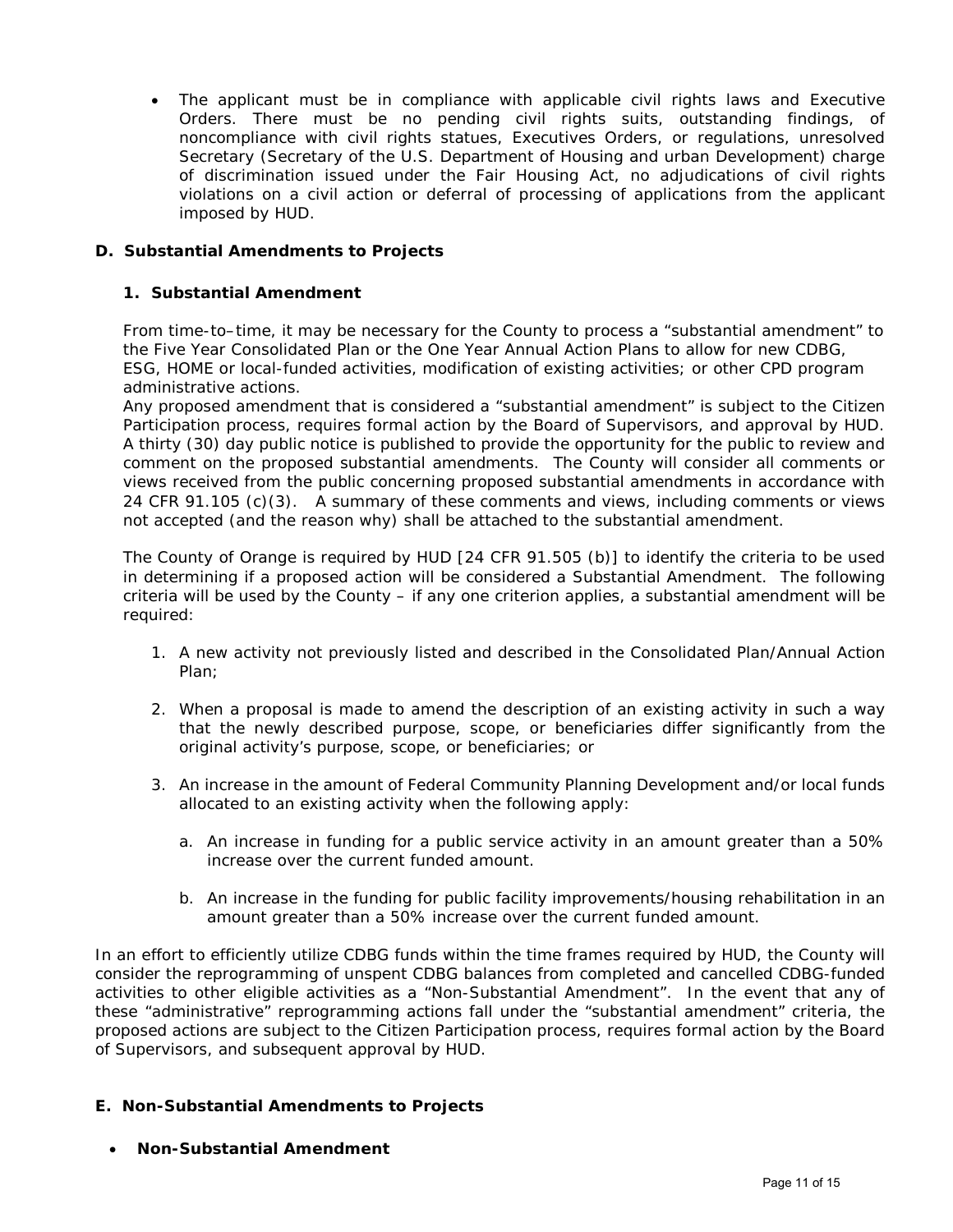- The applicant must be in compliance with applicable civil rights laws and Executive Orders. There must be no pending civil rights suits, outstanding findings, of noncompliance with civil rights statues, Executives Orders, or regulations, unresolved Secretary (Secretary of the U.S. Department of Housing and urban Development) charge of discrimination issued under the Fair Housing Act, no adjudications of civil rights violations on a civil action or deferral of processing of applications from the applicant imposed by HUD.

## D. Substantial Amendments to Projects

### 1. Substantial Amendment

From time-to–time, it may be necessary for the County to process a "substantial amendment" to the Five Year Consolidated Plan or the One Year Annual Action Plans to allow for new CDBG, ESG, HOME or local-funded activities, modification of existing activities; or other CPD program administrative actions.

Any proposed amendment that is considered a "substantial amendment" is subject to the Citizen Participation process, requires formal action by the Board of Supervisors, and approval by HUD. A thirty (30) day public notice is published to provide the opportunity for the public to review and comment on the proposed substantial amendments. The County will consider all comments or views received from the public concerning proposed substantial amendments in accordance with 24 CFR 91.105 (c)(3). A summary of these comments and views, including comments or views not accepted (and the reason why) shall be attached to the substantial amendment.

The County of Orange is required by HUD [24 CFR 91.505 (b)] to identify the criteria to be used in determining if a proposed action will be considered a Substantial Amendment. The following criteria will be used by the County – if any one criterion applies, a substantial amendment will be required:

1. A new activity not previously listed and described in the Consolidated Plan/Annual Action Plan;

2. When a proposal is made to amend the description of an existing activity in such a way that the newly described purpose, scope, or beneficiaries differ significantly from the original activity's purpose, scope, or beneficiaries; or

3. An increase in the amount of Federal Community Planning Development and/or local funds allocated to an existing activity when the following apply:

   a. An increase in funding for a public service activity in an amount greater than a 50% increase over the current funded amount.

   b. An increase in the funding for public facility improvements/housing rehabilitation in an amount greater than a 50% increase over the current funded amount.

In an effort to efficiently utilize CDBG funds within the time frames required by HUD, the County will consider the reprogramming of unspent CDBG balances from completed and cancelled CDBG-funded activities to other eligible activities as a "Non-Substantial Amendment". In the event that any of these "administrative" reprogramming actions fall under the "substantial amendment" criteria, the proposed actions are subject to the Citizen Participation process, requires formal action by the Board of Supervisors, and subsequent approval by HUD.

## E. Non-Substantial Amendments to Projects

- **Non-Substantial Amendment**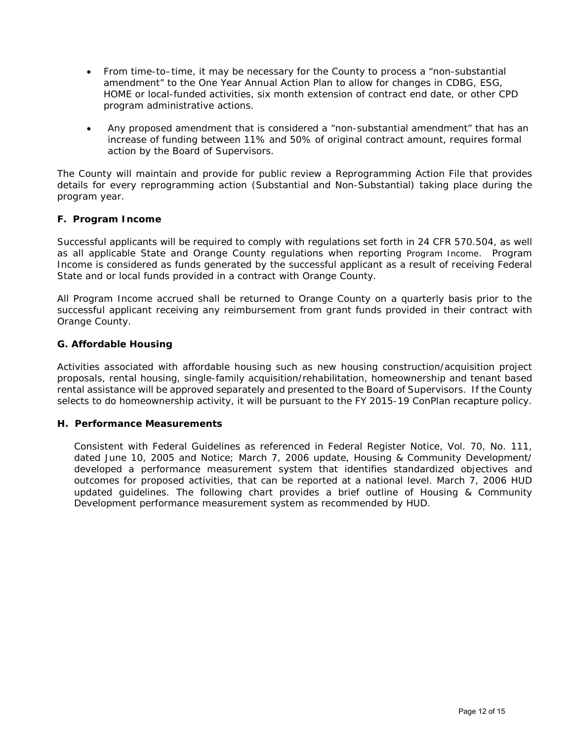- From time-to–time, it may be necessary for the County to process a "non-substantial amendment" to the One Year Annual Action Plan to allow for changes in CDBG, ESG, HOME or local-funded activities, six month extension of contract end date, or other CPD program administrative actions.
- Any proposed amendment that is considered a "non-substantial amendment" that has an increase of funding between 11% and 50% of original contract amount, requires formal action by the Board of Supervisors.

The County will maintain and provide for public review a Reprogramming Action File that provides details for every reprogramming action (Substantial and Non-Substantial) taking place during the program year.

### F. Program Income

Successful applicants will be required to comply with regulations set forth in 24 CFR 570.504, as well as all applicable State and Orange County regulations when reporting Program Income. Program Income is considered as funds generated by the successful applicant as a result of receiving Federal State and or local funds provided in a contract with Orange County.

All Program Income accrued shall be returned to Orange County on a quarterly basis prior to the successful applicant receiving any reimbursement from grant funds provided in their contract with Orange County.

### G. Affordable Housing

Activities associated with affordable housing such as new housing construction/acquisition project proposals, rental housing, single-family acquisition/rehabilitation, homeownership and tenant based rental assistance will be approved separately and presented to the Board of Supervisors. If the County selects to do homeownership activity, it will be pursuant to the FY 2015-19 ConPlan recapture policy.

### H. Performance Measurements

Consistent with Federal Guidelines as referenced in Federal Register Notice, Vol. 70, No. 111, dated June 10, 2005 and Notice; March 7, 2006 update, Housing & Community Development/ developed a performance measurement system that identifies standardized objectives and outcomes for proposed activities, that can be reported at a national level. March 7, 2006 HUD updated guidelines. The following chart provides a brief outline of Housing & Community Development performance measurement system as recommended by HUD.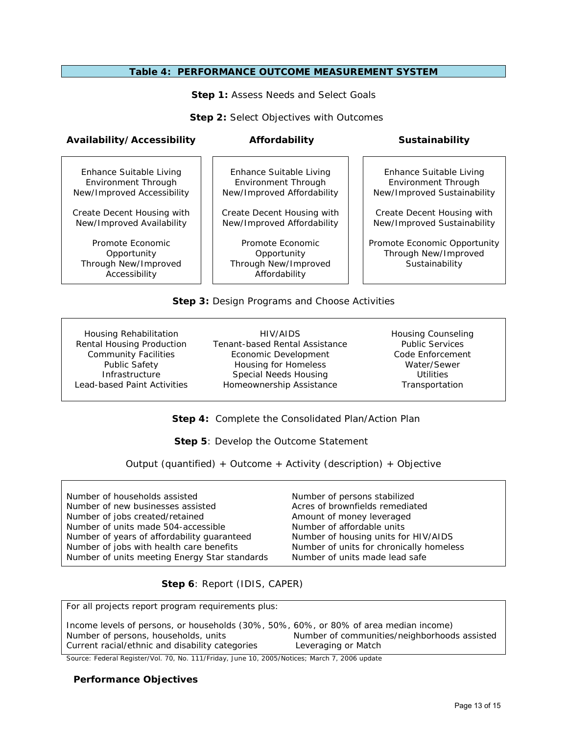## Table 4: PERFORMANCE OUTCOME MEASUREMENT SYSTEM

**Step 1:** Assess Needs and Select Goals

**Step 2:** Select Objectives with Outcomes

| Availability/Accessibility | Affordability | Sustainability |
|---|---|---|
| Enhance Suitable Living Environment Through New/Improved Accessibility | Enhance Suitable Living Environment Through New/Improved Affordability | Enhance Suitable Living Environment Through New/Improved Sustainability |
| Create Decent Housing with New/Improved Availability | Create Decent Housing with New/Improved Affordability | Create Decent Housing with New/Improved Sustainability |
| Promote Economic Opportunity Through New/Improved Accessibility | Promote Economic Opportunity Through New/Improved Affordability | Promote Economic Opportunity Through New/Improved Sustainability |

**Step 3:** Design Programs and Choose Activities

| | | |
|---|---|---|
| Housing Rehabilitation | HIV/AIDS | Housing Counseling |
| Rental Housing Production | Tenant-based Rental Assistance | Public Services |
| Community Facilities | Economic Development | Code Enforcement |
| Public Safety | Housing for Homeless | Water/Sewer |
| Infrastructure | Special Needs Housing | Utilities |
| Lead-based Paint Activities | Homeownership Assistance | Transportation |

**Step 4:** Complete the Consolidated Plan/Action Plan

**Step 5**: Develop the Outcome Statement

Output (quantified) + Outcome + Activity (description) + Objective

| | |
|---|---|
| Number of households assisted | Number of persons stabilized |
| Number of new businesses assisted | Acres of brownfields remediated |
| Number of jobs created/retained | Amount of money leveraged |
| Number of units made 504-accessible | Number of affordable units |
| Number of years of affordability guaranteed | Number of housing units for HIV/AIDS |
| Number of jobs with health care benefits | Number of units for chronically homeless |
| Number of units meeting Energy Star standards | Number of units made lead safe |

**Step 6**: Report (IDIS, CAPER)

For all projects report program requirements plus:

Income levels of persons, or households (30%, 50%, 60%, or 80% of area median income)

| | |
|---|---|
| Number of persons, households, units | Number of communities/neighborhoods assisted |
| Current racial/ethnic and disability categories | Leveraging or Match |

Source: Federal Register/Vol. 70, No. 111/Friday, June 10, 2005/Notices; March 7, 2006 update

### Performance Objectives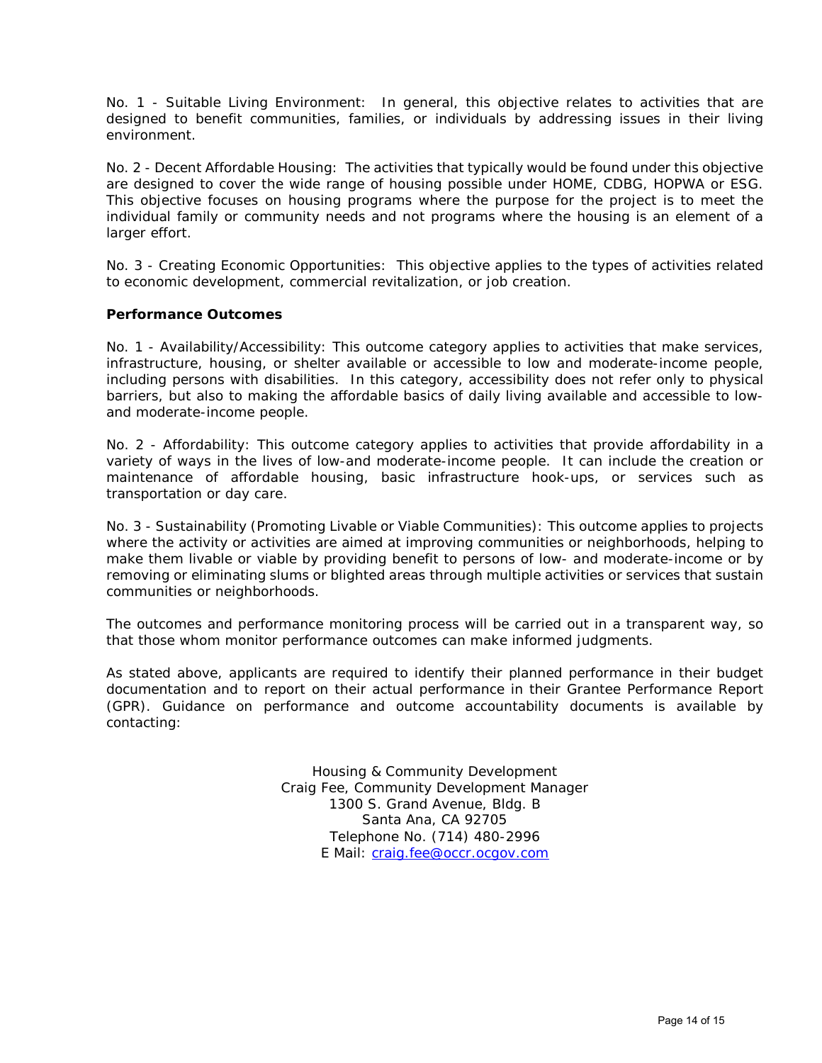No. 1 - Suitable Living Environment: In general, this objective relates to activities that are designed to benefit communities, families, or individuals by addressing issues in their living environment.

No. 2 - Decent Affordable Housing: The activities that typically would be found under this objective are designed to cover the wide range of housing possible under HOME, CDBG, HOPWA or ESG. This objective focuses on housing programs where the purpose for the project is to meet the individual family or community needs and not programs where the housing is an element of a larger effort.

No. 3 - Creating Economic Opportunities: This objective applies to the types of activities related to economic development, commercial revitalization, or job creation.

**Performance Outcomes**

No. 1 - Availability/Accessibility: This outcome category applies to activities that make services, infrastructure, housing, or shelter available or accessible to low and moderate-income people, including persons with disabilities. In this category, accessibility does not refer only to physical barriers, but also to making the affordable basics of daily living available and accessible to low- and moderate-income people.

No. 2 - Affordability: This outcome category applies to activities that provide affordability in a variety of ways in the lives of low-and moderate-income people. It can include the creation or maintenance of affordable housing, basic infrastructure hook-ups, or services such as transportation or day care.

No. 3 - Sustainability (Promoting Livable or Viable Communities): This outcome applies to projects where the activity or activities are aimed at improving communities or neighborhoods, helping to make them livable or viable by providing benefit to persons of low- and moderate-income or by removing or eliminating slums or blighted areas through multiple activities or services that sustain communities or neighborhoods.

The outcomes and performance monitoring process will be carried out in a transparent way, so that those whom monitor performance outcomes can make informed judgments.

As stated above, applicants are required to identify their planned performance in their budget documentation and to report on their actual performance in their Grantee Performance Report (GPR). Guidance on performance and outcome accountability documents is available by contacting:

Housing & Community Development  
Craig Fee, Community Development Manager  
1300 S. Grand Avenue, Bldg. B  
Santa Ana, CA 92705  
Telephone No. (714) 480-2996  
E Mail: craig.fee@occr.ocgov.com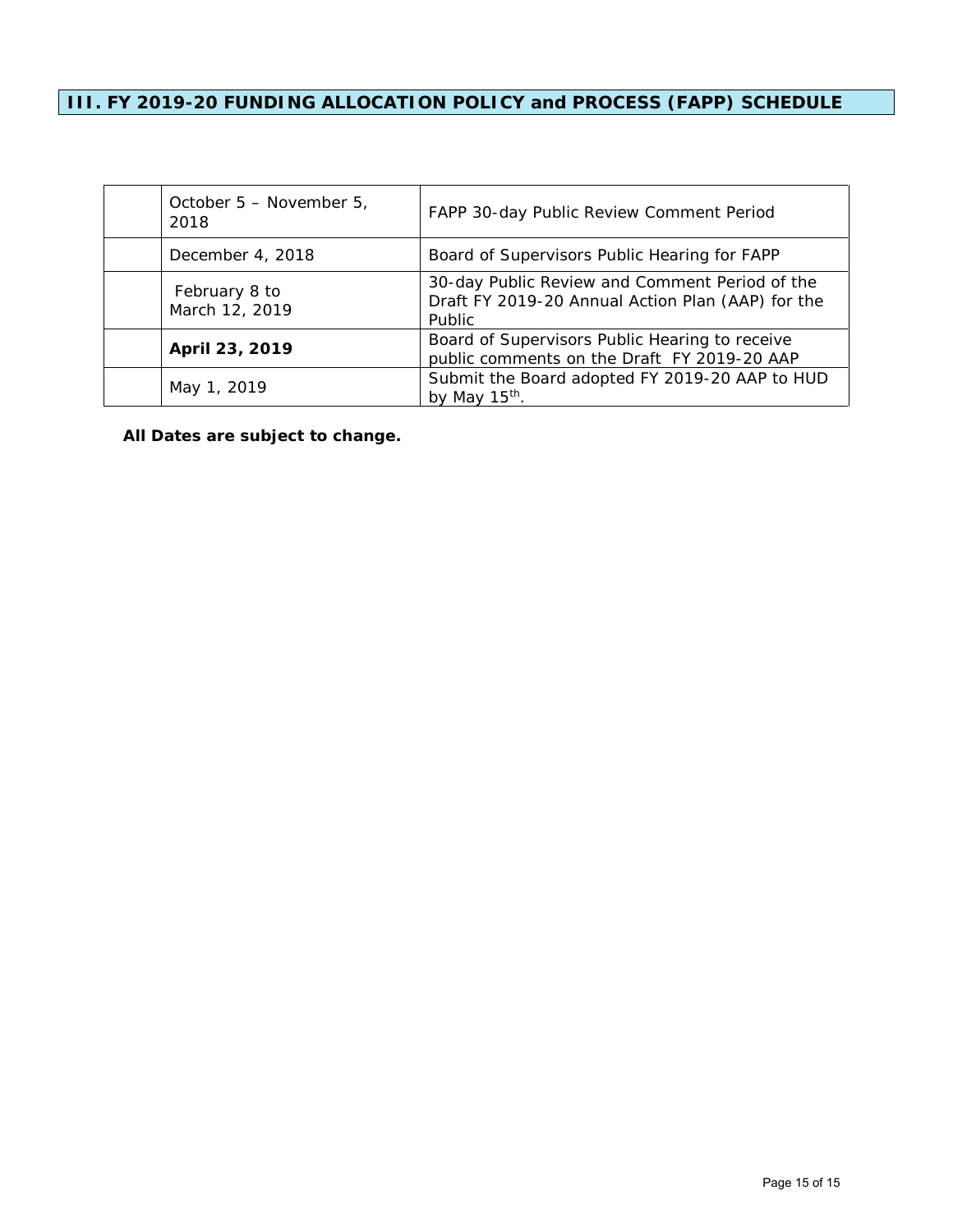## III. FY 2019-20 FUNDING ALLOCATION POLICY and PROCESS (FAPP) SCHEDULE

| | | |
|---|---|---|
| | October 5 – November 5, 2018 | FAPP 30-day Public Review Comment Period |
| | December 4, 2018 | Board of Supervisors Public Hearing for FAPP |
| | February 8 to March 12, 2019 | 30-day Public Review and Comment Period of the Draft FY 2019-20 Annual Action Plan (AAP) for the Public |
| | **April 23, 2019** | Board of Supervisors Public Hearing to receive public comments on the Draft FY 2019-20 AAP |
| | May 1, 2019 | Submit the Board adopted FY 2019-20 AAP to HUD by May 15th. |

**All Dates are subject to change.**